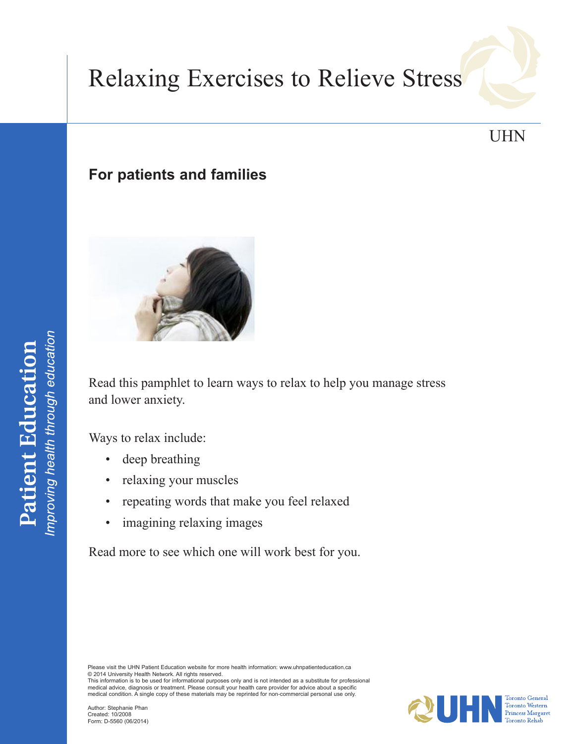# Relaxing Exercises to Relieve Stress

UHN

## For patients and families

Read this pamphlet to learn ways to relax to help you manage stress and lower anxiety.

Ways to relax include:

- deep breathing
- relaxing your muscles
- repeating words that make you feel relaxed
- imagining relaxing images

Read more to see which one will work best for you.

**Patient Education**
*Improving health through education*

Please visit the UHN Patient Education website for more health information: www.uhnpatienteducation.ca
© 2014 University Health Network. All rights reserved.
This information is to be used for informational purposes only and is not intended as a substitute for professional medical advice, diagnosis or treatment. Please consult your health care provider for advice about a specific medical condition. A single copy of these materials may be reprinted for non-commercial personal use only.

Author: Stephanie Phan
Created: 10/2008
Form: D-5560 (06/2014)

UHN Toronto General Toronto Western Princess Margaret Toronto Rehab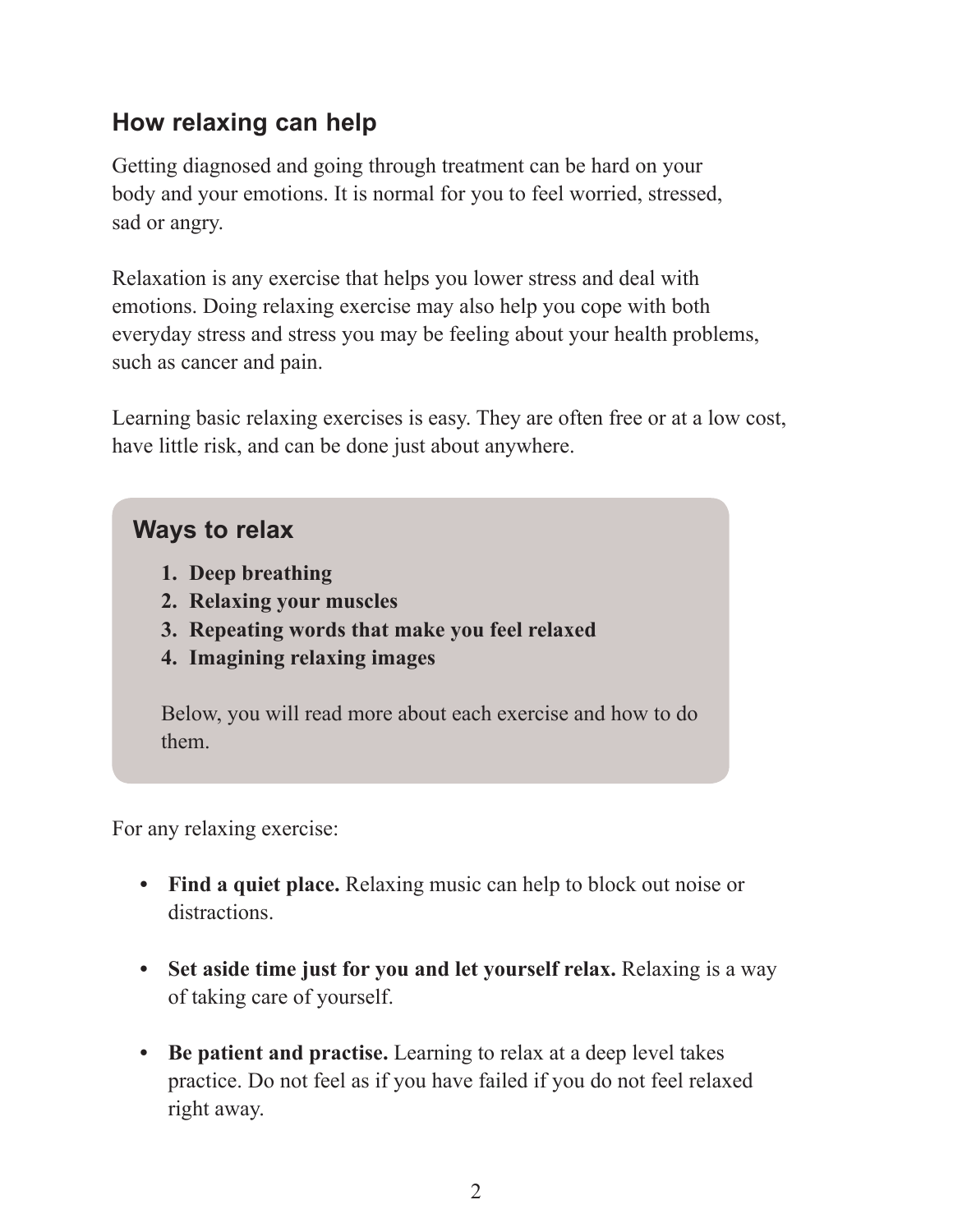## How relaxing can help

Getting diagnosed and going through treatment can be hard on your body and your emotions. It is normal for you to feel worried, stressed, sad or angry.

Relaxation is any exercise that helps you lower stress and deal with emotions. Doing relaxing exercise may also help you cope with both everyday stress and stress you may be feeling about your health problems, such as cancer and pain.

Learning basic relaxing exercises is easy. They are often free or at a low cost, have little risk, and can be done just about anywhere.

### Ways to relax

1. **Deep breathing**
2. **Relaxing your muscles**
3. **Repeating words that make you feel relaxed**
4. **Imagining relaxing images**

Below, you will read more about each exercise and how to do them.

For any relaxing exercise:

- **Find a quiet place.** Relaxing music can help to block out noise or distractions.
- **Set aside time just for you and let yourself relax.** Relaxing is a way of taking care of yourself.
- **Be patient and practise.** Learning to relax at a deep level takes practice. Do not feel as if you have failed if you do not feel relaxed right away.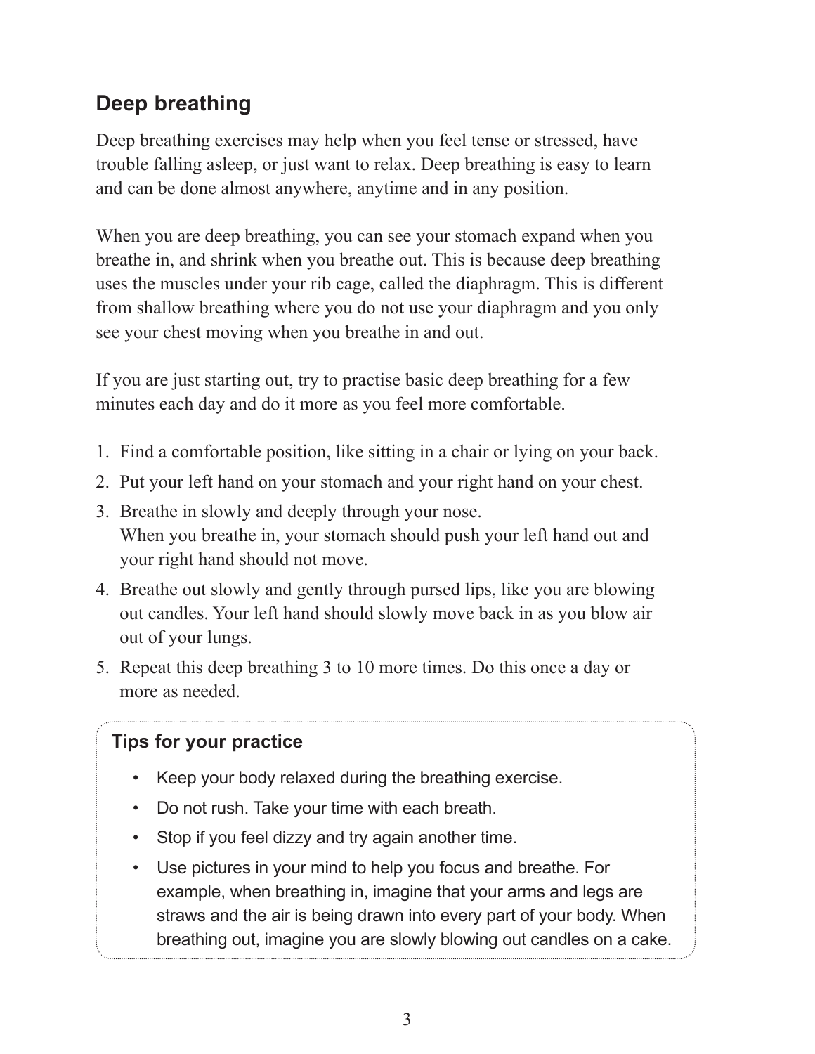## Deep breathing

Deep breathing exercises may help when you feel tense or stressed, have trouble falling asleep, or just want to relax. Deep breathing is easy to learn and can be done almost anywhere, anytime and in any position.

When you are deep breathing, you can see your stomach expand when you breathe in, and shrink when you breathe out. This is because deep breathing uses the muscles under your rib cage, called the diaphragm. This is different from shallow breathing where you do not use your diaphragm and you only see your chest moving when you breathe in and out.

If you are just starting out, try to practise basic deep breathing for a few minutes each day and do it more as you feel more comfortable.

1. Find a comfortable position, like sitting in a chair or lying on your back.
2. Put your left hand on your stomach and your right hand on your chest.
3. Breathe in slowly and deeply through your nose.
   When you breathe in, your stomach should push your left hand out and your right hand should not move.
4. Breathe out slowly and gently through pursed lips, like you are blowing out candles. Your left hand should slowly move back in as you blow air out of your lungs.
5. Repeat this deep breathing 3 to 10 more times. Do this once a day or more as needed.

### Tips for your practice

- Keep your body relaxed during the breathing exercise.
- Do not rush. Take your time with each breath.
- Stop if you feel dizzy and try again another time.
- Use pictures in your mind to help you focus and breathe. For example, when breathing in, imagine that your arms and legs are straws and the air is being drawn into every part of your body. When breathing out, imagine you are slowly blowing out candles on a cake.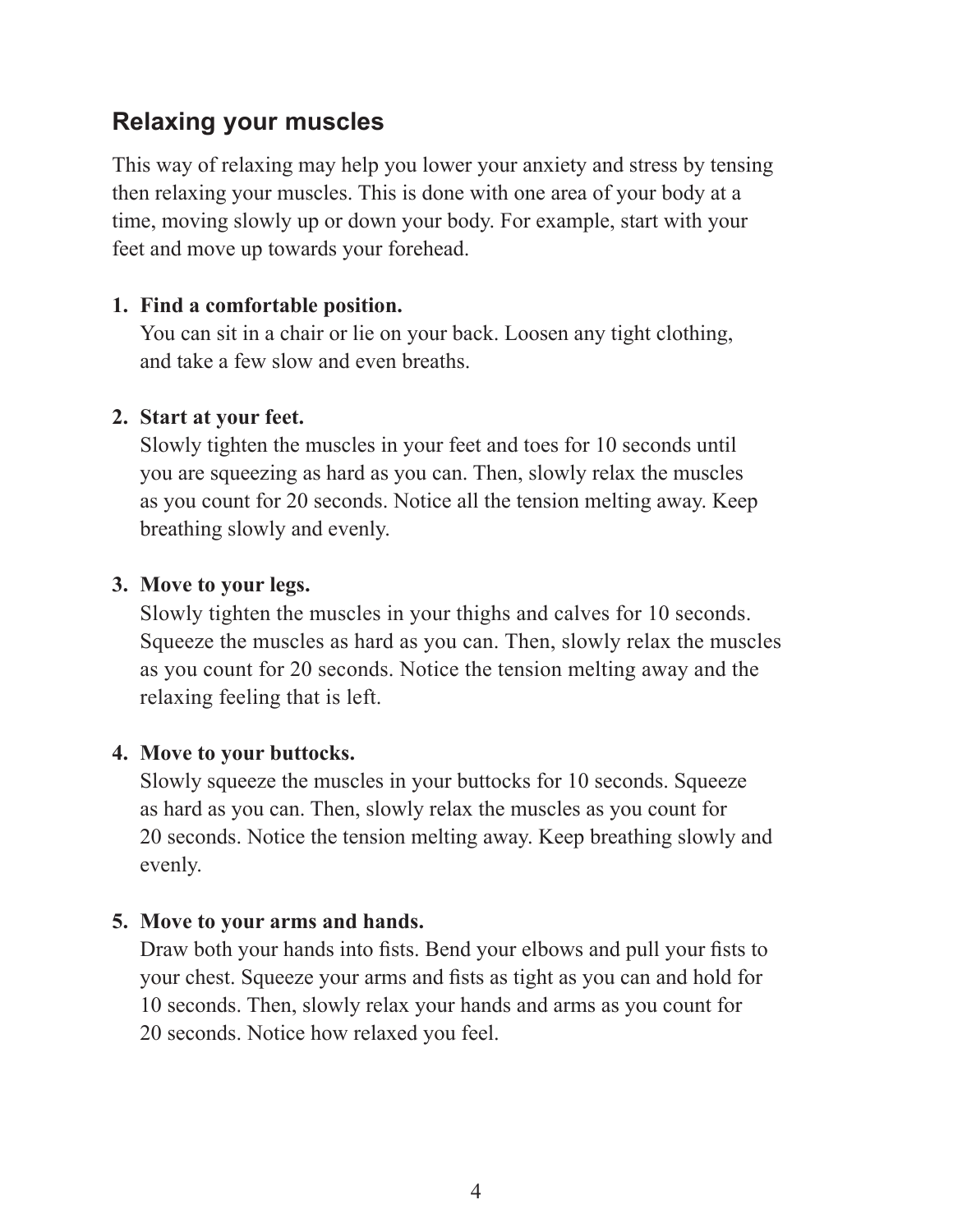## Relaxing your muscles

This way of relaxing may help you lower your anxiety and stress by tensing then relaxing your muscles. This is done with one area of your body at a time, moving slowly up or down your body. For example, start with your feet and move up towards your forehead.

1. **Find a comfortable position.**
   You can sit in a chair or lie on your back. Loosen any tight clothing, and take a few slow and even breaths.

2. **Start at your feet.**
   Slowly tighten the muscles in your feet and toes for 10 seconds until you are squeezing as hard as you can. Then, slowly relax the muscles as you count for 20 seconds. Notice all the tension melting away. Keep breathing slowly and evenly.

3. **Move to your legs.**
   Slowly tighten the muscles in your thighs and calves for 10 seconds. Squeeze the muscles as hard as you can. Then, slowly relax the muscles as you count for 20 seconds. Notice the tension melting away and the relaxing feeling that is left.

4. **Move to your buttocks.**
   Slowly squeeze the muscles in your buttocks for 10 seconds. Squeeze as hard as you can. Then, slowly relax the muscles as you count for 20 seconds. Notice the tension melting away. Keep breathing slowly and evenly.

5. **Move to your arms and hands.**
   Draw both your hands into fists. Bend your elbows and pull your fists to your chest. Squeeze your arms and fists as tight as you can and hold for 10 seconds. Then, slowly relax your hands and arms as you count for 20 seconds. Notice how relaxed you feel.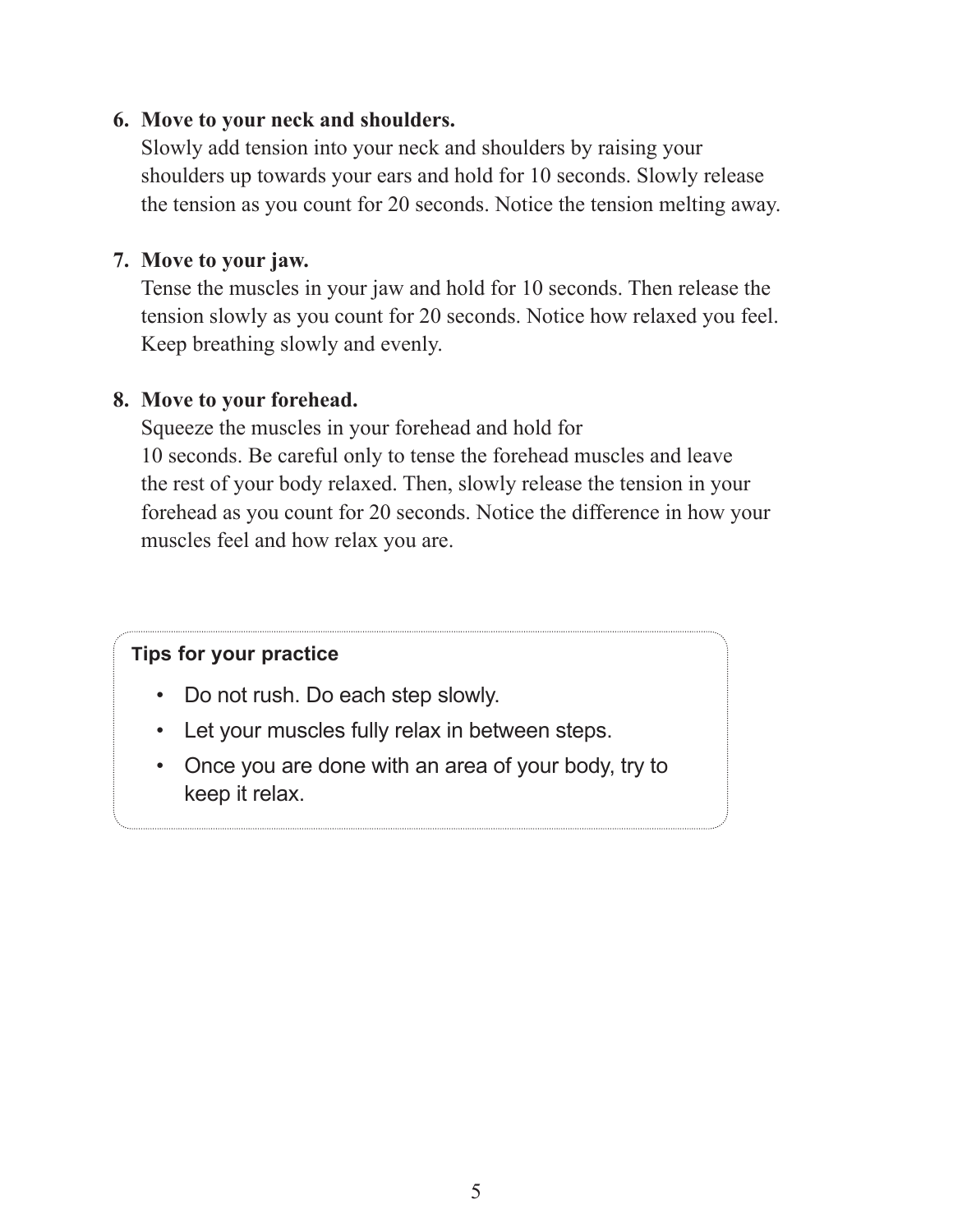6. **Move to your neck and shoulders.**
   Slowly add tension into your neck and shoulders by raising your shoulders up towards your ears and hold for 10 seconds. Slowly release the tension as you count for 20 seconds. Notice the tension melting away.

7. **Move to your jaw.**
   Tense the muscles in your jaw and hold for 10 seconds. Then release the tension slowly as you count for 20 seconds. Notice how relaxed you feel. Keep breathing slowly and evenly.

8. **Move to your forehead.**
   Squeeze the muscles in your forehead and hold for 10 seconds. Be careful only to tense the forehead muscles and leave the rest of your body relaxed. Then, slowly release the tension in your forehead as you count for 20 seconds. Notice the difference in how your muscles feel and how relax you are.

**Tips for your practice**

- Do not rush. Do each step slowly.
- Let your muscles fully relax in between steps.
- Once you are done with an area of your body, try to keep it relax.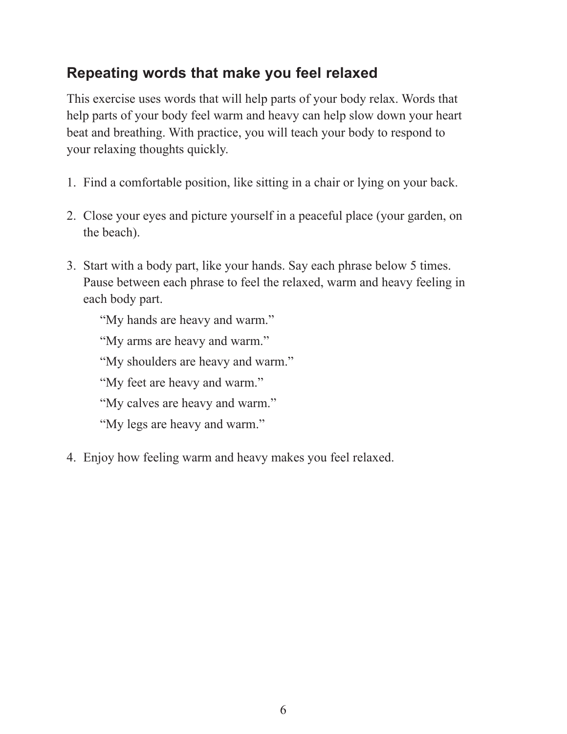## Repeating words that make you feel relaxed

This exercise uses words that will help parts of your body relax. Words that help parts of your body feel warm and heavy can help slow down your heart beat and breathing. With practice, you will teach your body to respond to your relaxing thoughts quickly.

1. Find a comfortable position, like sitting in a chair or lying on your back.

2. Close your eyes and picture yourself in a peaceful place (your garden, on the beach).

3. Start with a body part, like your hands. Say each phrase below 5 times. Pause between each phrase to feel the relaxed, warm and heavy feeling in each body part.

   "My hands are heavy and warm."

   "My arms are heavy and warm."

   "My shoulders are heavy and warm."

   "My feet are heavy and warm."

   "My calves are heavy and warm."

   "My legs are heavy and warm."

4. Enjoy how feeling warm and heavy makes you feel relaxed.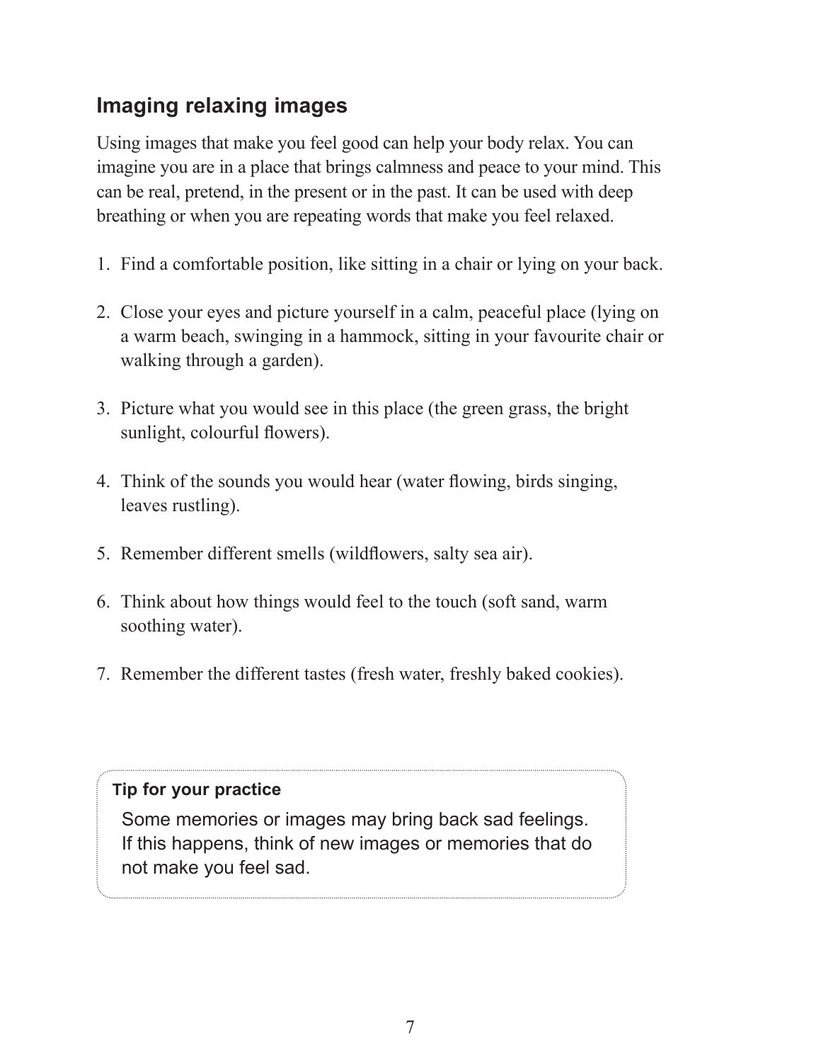## Imaging relaxing images

Using images that make you feel good can help your body relax. You can imagine you are in a place that brings calmness and peace to your mind. This can be real, pretend, in the present or in the past. It can be used with deep breathing or when you are repeating words that make you feel relaxed.

1. Find a comfortable position, like sitting in a chair or lying on your back.
2. Close your eyes and picture yourself in a calm, peaceful place (lying on a warm beach, swinging in a hammock, sitting in your favourite chair or walking through a garden).
3. Picture what you would see in this place (the green grass, the bright sunlight, colourful flowers).
4. Think of the sounds you would hear (water flowing, birds singing, leaves rustling).
5. Remember different smells (wildflowers, salty sea air).
6. Think about how things would feel to the touch (soft sand, warm soothing water).
7. Remember the different tastes (fresh water, freshly baked cookies).

**Tip for your practice**

Some memories or images may bring back sad feelings. If this happens, think of new images or memories that do not make you feel sad.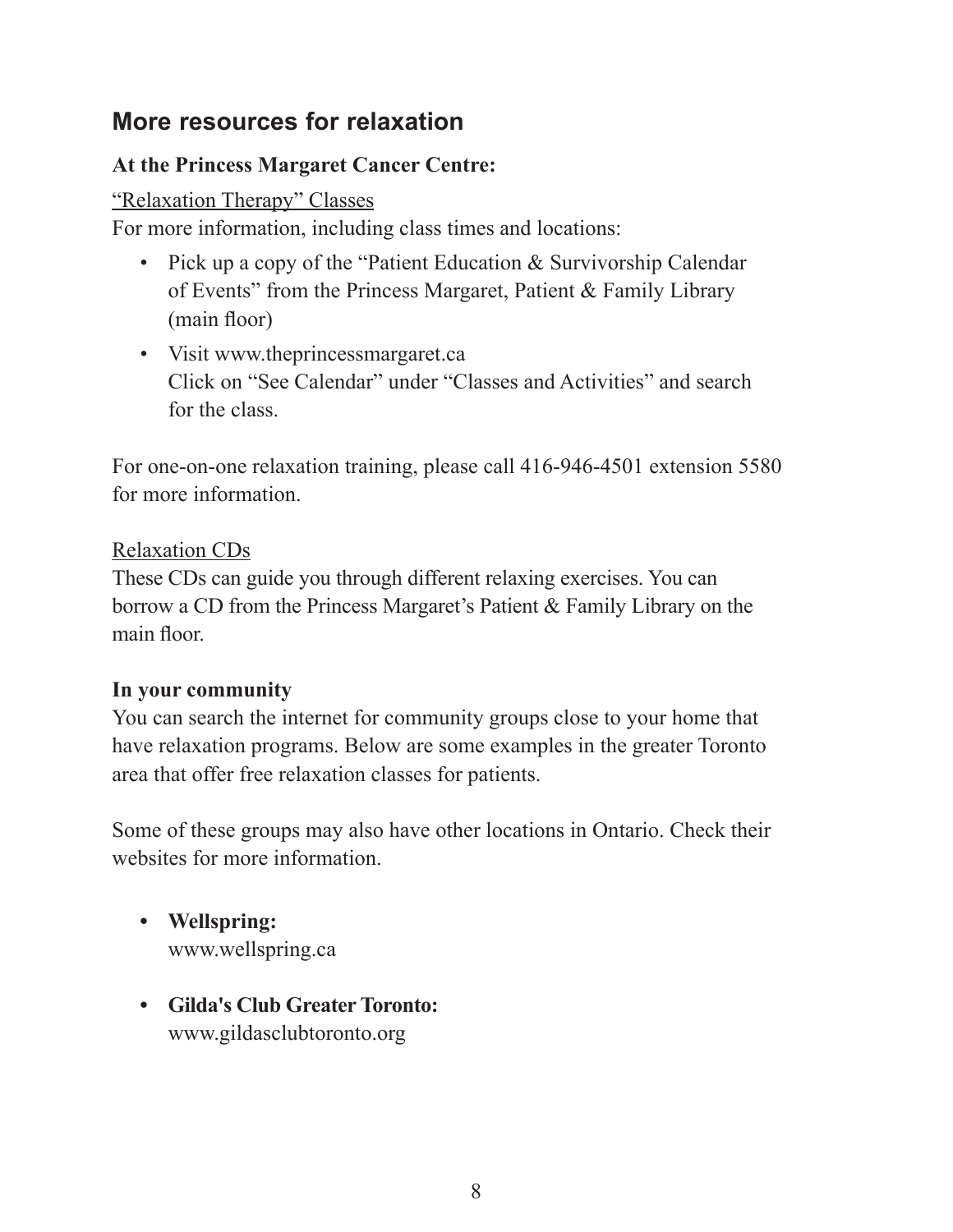## More resources for relaxation

**At the Princess Margaret Cancer Centre:**

"Relaxation Therapy" Classes

For more information, including class times and locations:

- Pick up a copy of the "Patient Education & Survivorship Calendar of Events" from the Princess Margaret, Patient & Family Library (main floor)
- Visit www.theprincessmargaret.ca
  Click on "See Calendar" under "Classes and Activities" and search for the class.

For one-on-one relaxation training, please call 416-946-4501 extension 5580 for more information.

Relaxation CDs

These CDs can guide you through different relaxing exercises. You can borrow a CD from the Princess Margaret's Patient & Family Library on the main floor.

**In your community**

You can search the internet for community groups close to your home that have relaxation programs. Below are some examples in the greater Toronto area that offer free relaxation classes for patients.

Some of these groups may also have other locations in Ontario. Check their websites for more information.

- **Wellspring:**
  www.wellspring.ca
- **Gilda's Club Greater Toronto:**
  www.gildasclubtoronto.org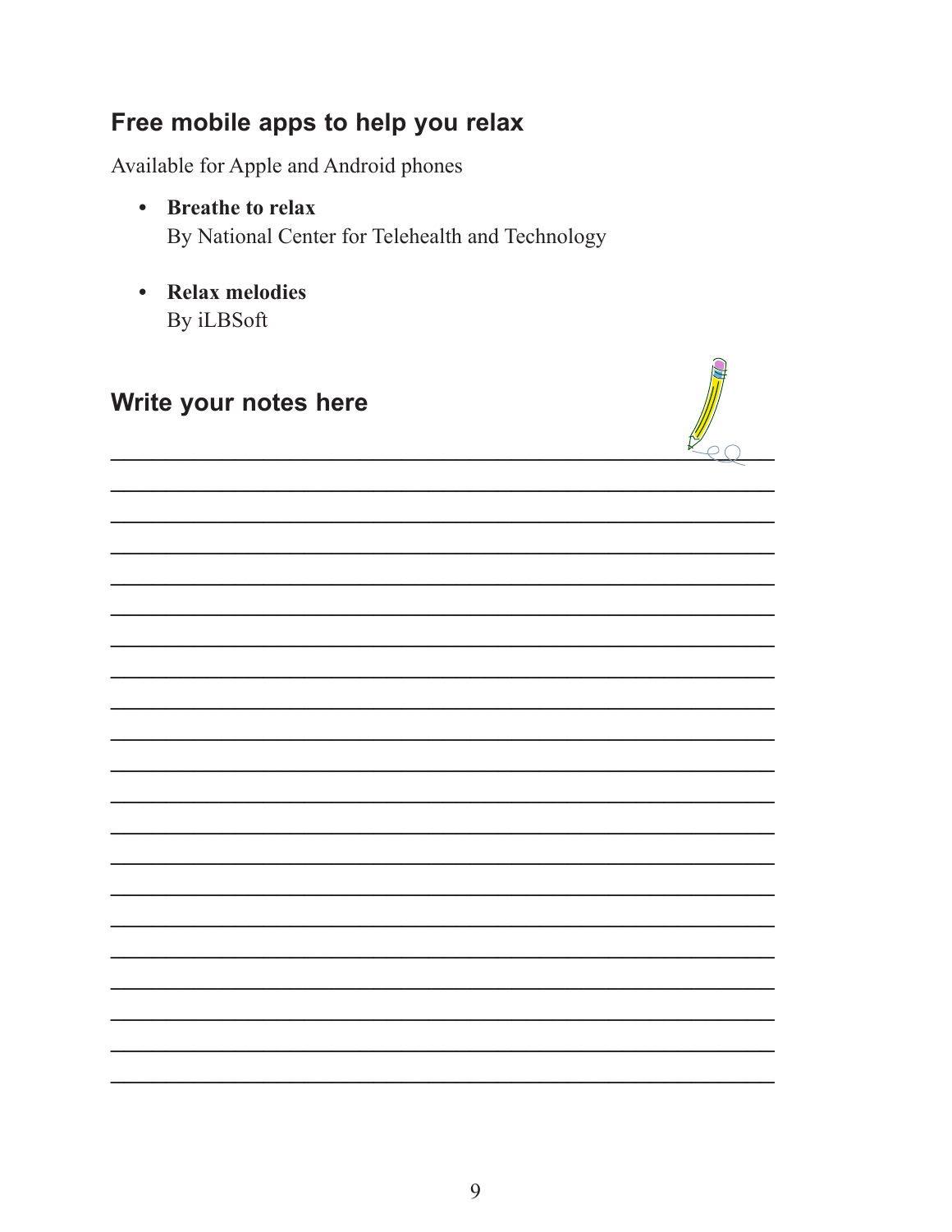## Free mobile apps to help you relax

Available for Apple and Android phones

- **Breathe to relax**
  By National Center for Telehealth and Technology

- **Relax melodies**
  By iLBSoft

## Write your notes here